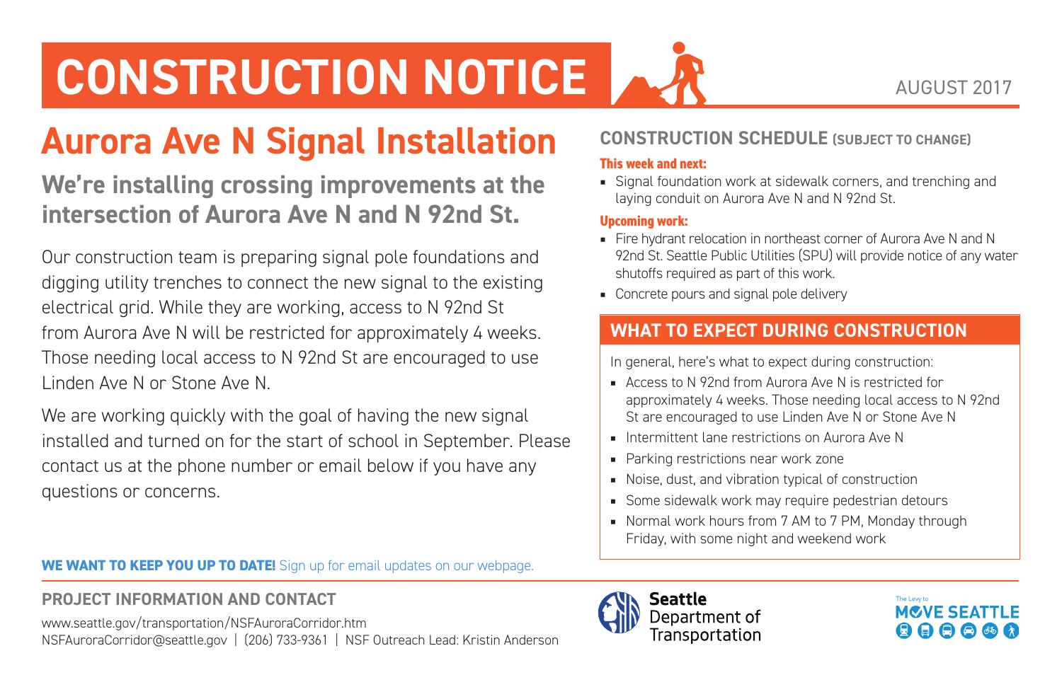# CONSTRUCTION NOTICE

AUGUST 2017

## Aurora Ave N Signal Installation

### We're installing crossing improvements at the intersection of Aurora Ave N and N 92nd St.

Our construction team is preparing signal pole foundations and digging utility trenches to connect the new signal to the existing electrical grid. While they are working, access to N 92nd St from Aurora Ave N will be restricted for approximately 4 weeks. Those needing local access to N 92nd St are encouraged to use Linden Ave N or Stone Ave N.

We are working quickly with the goal of having the new signal installed and turned on for the start of school in September. Please contact us at the phone number or email below if you have any questions or concerns.

## CONSTRUCTION SCHEDULE (SUBJECT TO CHANGE)

**This week and next:**

- Signal foundation work at sidewalk corners, and trenching and laying conduit on Aurora Ave N and N 92nd St.

**Upcoming work:**

- Fire hydrant relocation in northeast corner of Aurora Ave N and N 92nd St. Seattle Public Utilities (SPU) will provide notice of any water shutoffs required as part of this work.
- Concrete pours and signal pole delivery

## WHAT TO EXPECT DURING CONSTRUCTION

In general, here's what to expect during construction:

- Access to N 92nd from Aurora Ave N is restricted for approximately 4 weeks. Those needing local access to N 92nd St are encouraged to use Linden Ave N or Stone Ave N
- Intermittent lane restrictions on Aurora Ave N
- Parking restrictions near work zone
- Noise, dust, and vibration typical of construction
- Some sidewalk work may require pedestrian detours
- Normal work hours from 7 AM to 7 PM, Monday through Friday, with some night and weekend work

**WE WANT TO KEEP YOU UP TO DATE!** Sign up for email updates on our webpage.

## PROJECT INFORMATION AND CONTACT

www.seattle.gov/transportation/NSFAuroraCorridor.htm
NSFAuroraCorridor@seattle.gov | (206) 733-9361 | NSF Outreach Lead: Kristin Anderson

Seattle Department of Transportation

The Levy to MOVE SEATTLE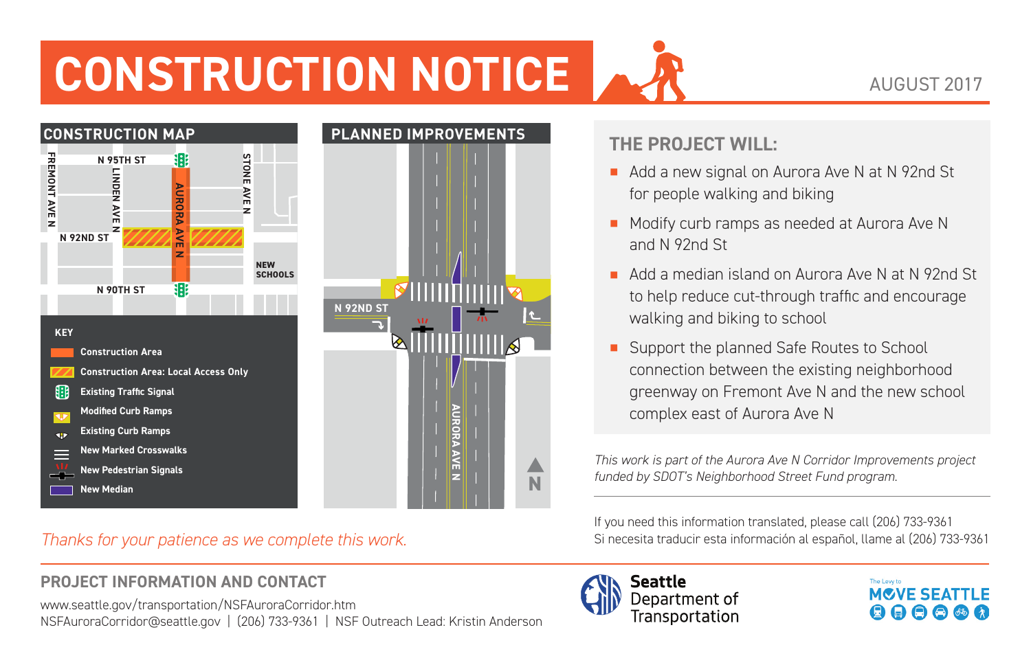# CONSTRUCTION NOTICE

AUGUST 2017

## CONSTRUCTION MAP

FREMONT AVE N

N 95TH ST

LINDEN AVE N

AURORA AVE N

STONE AVE N

N 92ND ST

NEW SCHOOLS

N 90TH ST

**KEY**

- Construction Area
- Construction Area: Local Access Only
- Existing Traffic Signal
- Modified Curb Ramps
- Existing Curb Ramps
- New Marked Crosswalks
- New Pedestrian Signals
- New Median

## PLANNED IMPROVEMENTS

N 92ND ST

AURORA AVE N

N

## THE PROJECT WILL:

- Add a new signal on Aurora Ave N at N 92nd St for people walking and biking
- Modify curb ramps as needed at Aurora Ave N and N 92nd St
- Add a median island on Aurora Ave N at N 92nd St to help reduce cut-through traffic and encourage walking and biking to school
- Support the planned Safe Routes to School connection between the existing neighborhood greenway on Fremont Ave N and the new school complex east of Aurora Ave N

*This work is part of the Aurora Ave N Corridor Improvements project funded by SDOT's Neighborhood Street Fund program.*

If you need this information translated, please call (206) 733-9361
Si necesita traducir esta información al español, llame al (206) 733-9361

*Thanks for your patience as we complete this work.*

## PROJECT INFORMATION AND CONTACT

www.seattle.gov/transportation/NSFAuroraCorridor.htm
NSFAuroraCorridor@seattle.gov | (206) 733-9361 | NSF Outreach Lead: Kristin Anderson

Seattle Department of Transportation

The Levy to MOVE SEATTLE